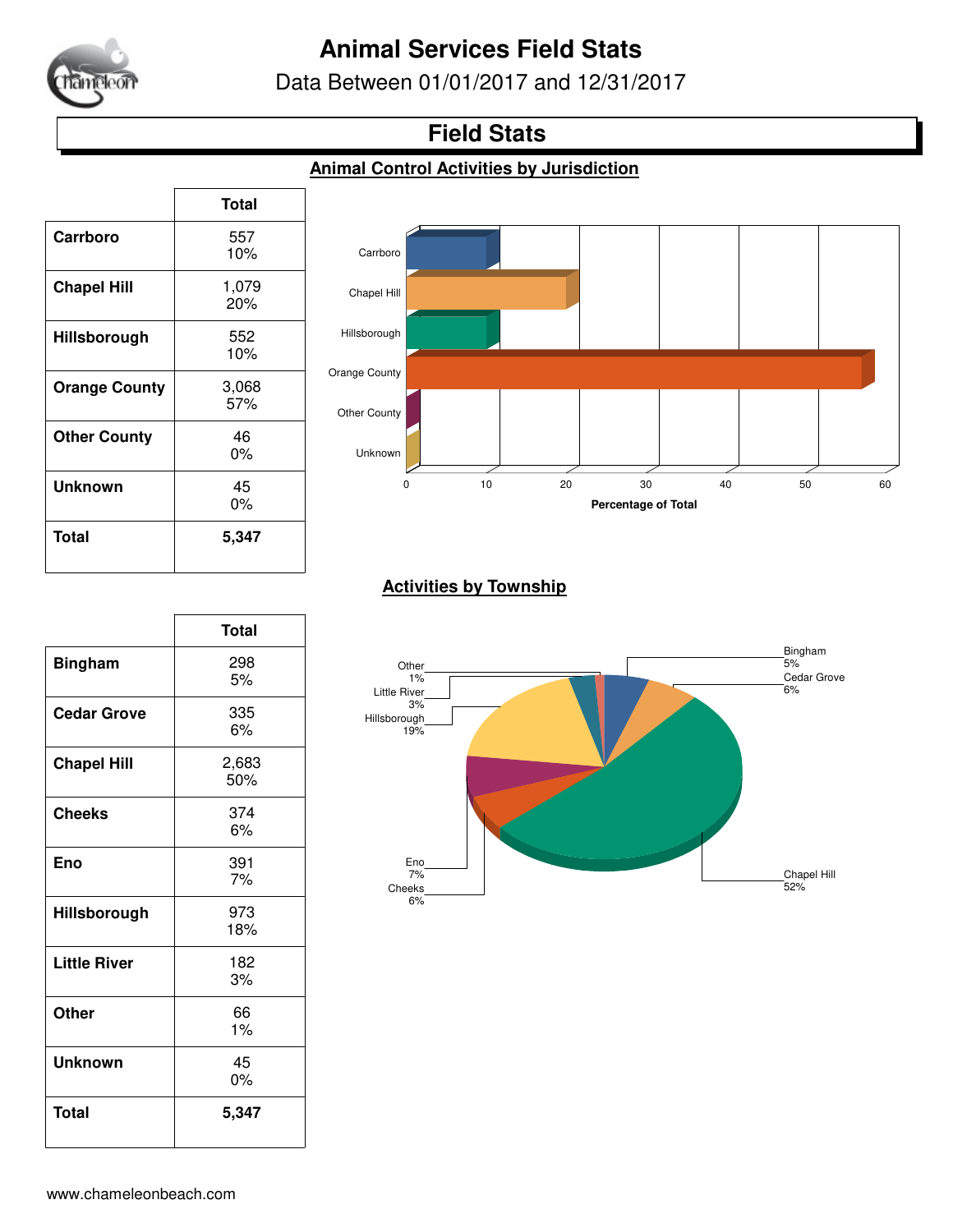# Animal Services Field Stats

Data Between 01/01/2017 and 12/31/2017

## Field Stats

### Animal Control Activities by Jurisdiction

| | Total |
|---|---|
| **Carrboro** | 557<br>10% |
| **Chapel Hill** | 1,079<br>20% |
| **Hillsborough** | 552<br>10% |
| **Orange County** | 3,068<br>57% |
| **Other County** | 46<br>0% |
| **Unknown** | 45<br>0% |
| **Total** | **5,347** |

### Activities by Township

| | Total |
|---|---|
| **Bingham** | 298<br>5% |
| **Cedar Grove** | 335<br>6% |
| **Chapel Hill** | 2,683<br>50% |
| **Cheeks** | 374<br>6% |
| **Eno** | 391<br>7% |
| **Hillsborough** | 973<br>18% |
| **Little River** | 182<br>3% |
| **Other** | 66<br>1% |
| **Unknown** | 45<br>0% |
| **Total** | **5,347** |

www.chameleonbeach.com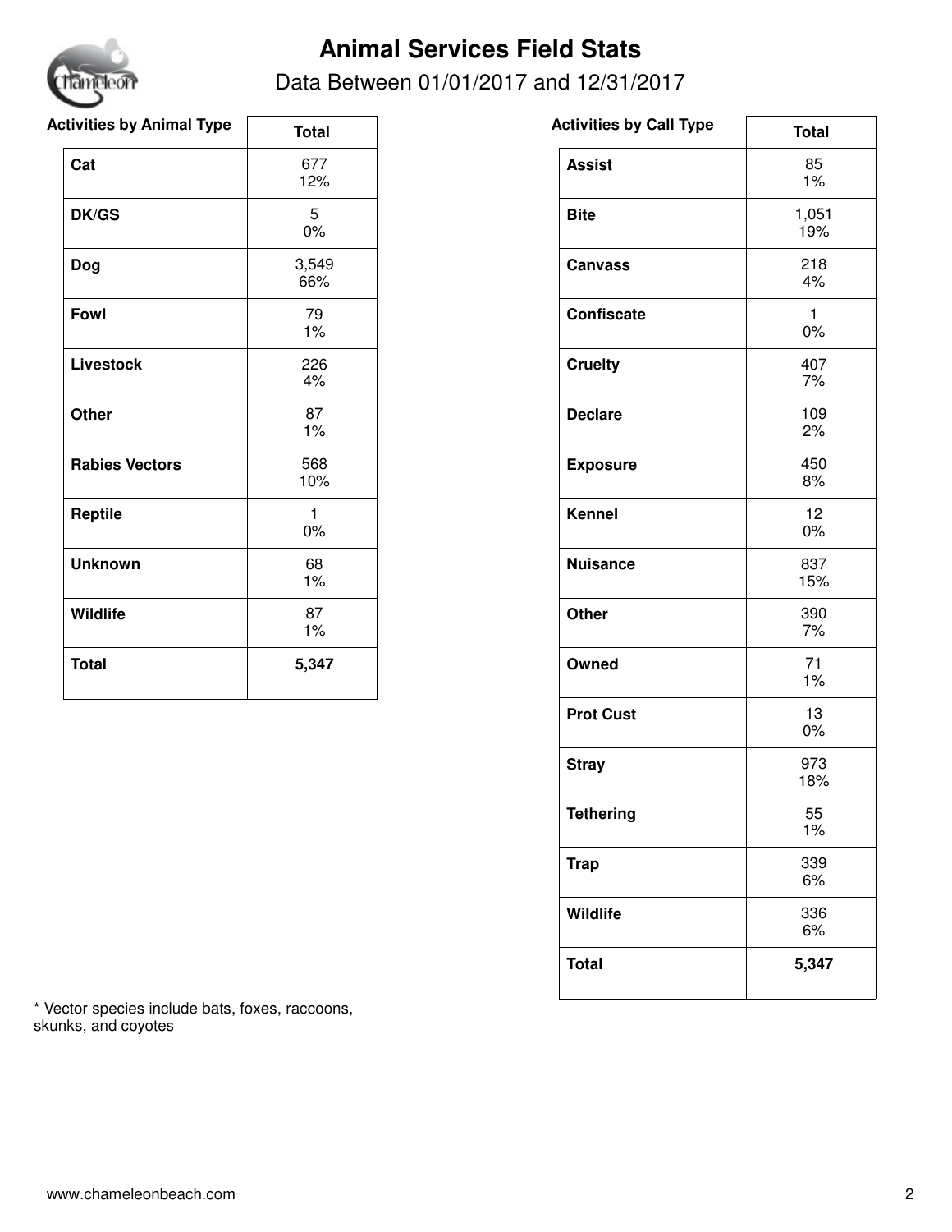# Animal Services Field Stats

Data Between 01/01/2017 and 12/31/2017

| Activities by Animal Type | Total |
|---|---|
| **Cat** | 677<br>12% |
| **DK/GS** | 5<br>0% |
| **Dog** | 3,549<br>66% |
| **Fowl** | 79<br>1% |
| **Livestock** | 226<br>4% |
| **Other** | 87<br>1% |
| **Rabies Vectors** | 568<br>10% |
| **Reptile** | 1<br>0% |
| **Unknown** | 68<br>1% |
| **Wildlife** | 87<br>1% |
| **Total** | **5,347** |

| Activities by Call Type | Total |
|---|---|
| **Assist** | 85<br>1% |
| **Bite** | 1,051<br>19% |
| **Canvass** | 218<br>4% |
| **Confiscate** | 1<br>0% |
| **Cruelty** | 407<br>7% |
| **Declare** | 109<br>2% |
| **Exposure** | 450<br>8% |
| **Kennel** | 12<br>0% |
| **Nuisance** | 837<br>15% |
| **Other** | 390<br>7% |
| **Owned** | 71<br>1% |
| **Prot Cust** | 13<br>0% |
| **Stray** | 973<br>18% |
| **Tethering** | 55<br>1% |
| **Trap** | 339<br>6% |
| **Wildlife** | 336<br>6% |
| **Total** | **5,347** |

* Vector species include bats, foxes, raccoons, skunks, and coyotes

www.chameleonbeach.com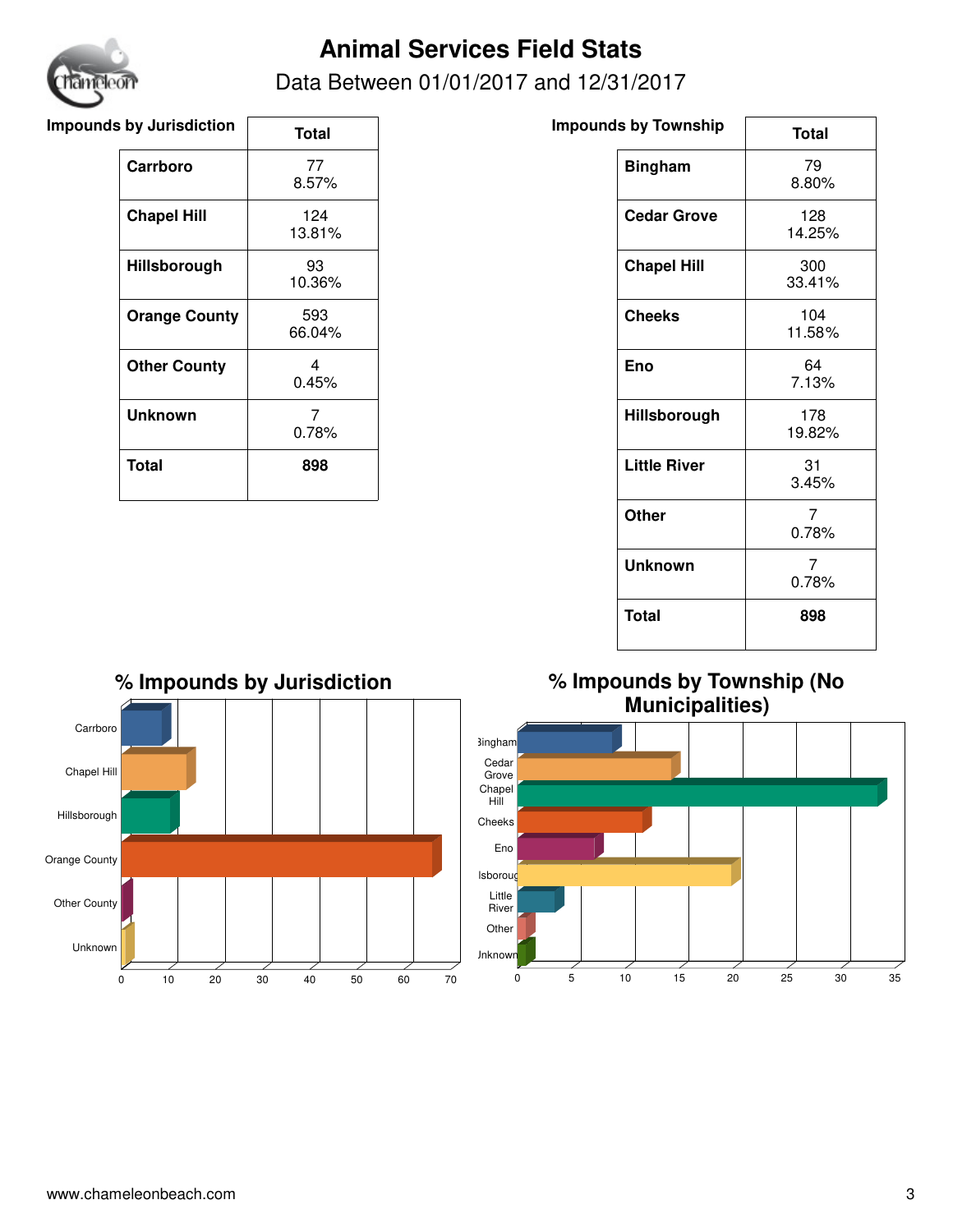# Animal Services Field Stats

Data Between 01/01/2017 and 12/31/2017

**Impounds by Jurisdiction**

| | Total |
|---|---|
| **Carrboro** | 77<br>8.57% |
| **Chapel Hill** | 124<br>13.81% |
| **Hillsborough** | 93<br>10.36% |
| **Orange County** | 593<br>66.04% |
| **Other County** | 4<br>0.45% |
| **Unknown** | 7<br>0.78% |
| **Total** | **898** |

**Impounds by Township**

| | Total |
|---|---|
| **Bingham** | 79<br>8.80% |
| **Cedar Grove** | 128<br>14.25% |
| **Chapel Hill** | 300<br>33.41% |
| **Cheeks** | 104<br>11.58% |
| **Eno** | 64<br>7.13% |
| **Hillsborough** | 178<br>19.82% |
| **Little River** | 31<br>3.45% |
| **Other** | 7<br>0.78% |
| **Unknown** | 7<br>0.78% |
| **Total** | **898** |

## % Impounds by Jurisdiction

Carrboro
Chapel Hill
Hillsborough
Orange County
Other County
Unknown

0 10 20 30 40 50 60 70

## % Impounds by Township (No Municipalities)

Bingham
Cedar Grove
Chapel Hill
Cheeks
Eno
Hillsborough
Little River
Other
Unknown

0 5 10 15 20 25 30 35

www.chameleonbeach.com